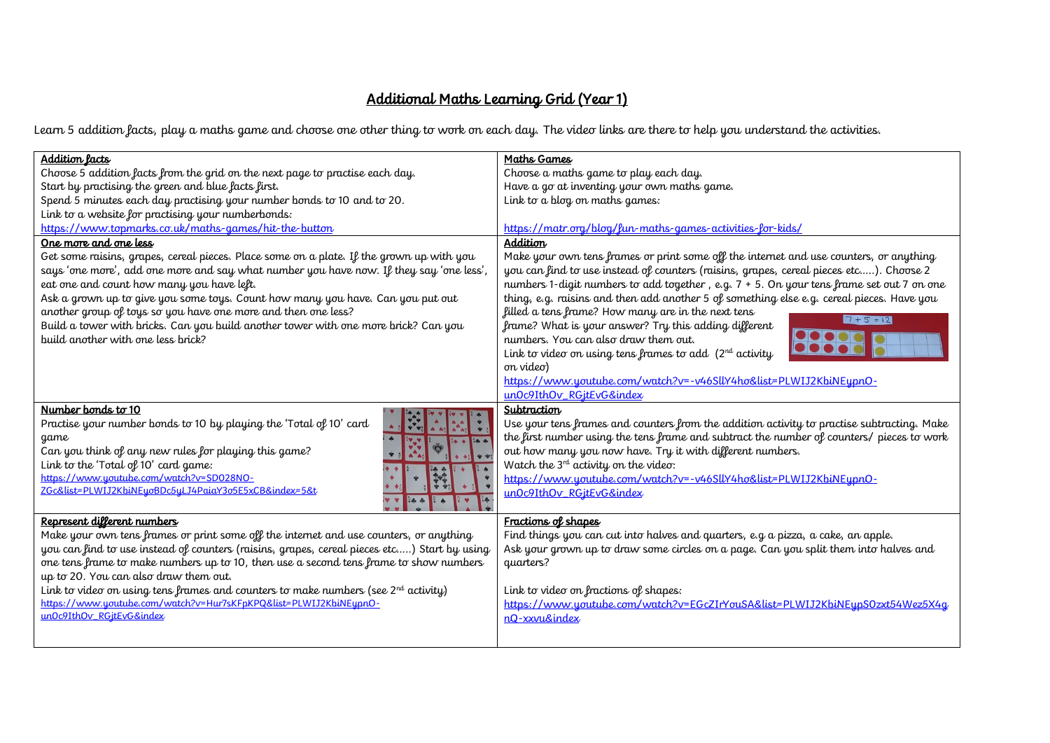# Additional Maths Learning Grid (Year 1)

Learn 5 addition facts, play a maths game and choose one other thing to work on each day. The video links are there to help you understand the activities.

| **Addition facts**<br>Choose 5 addition facts from the grid on the next page to practise each day.<br>Start by practising the green and blue facts first.<br>Spend 5 minutes each day practising your number bonds to 10 and to 20.<br>Link to a website for practising your numberbonds:<br>https://www.topmarks.co.uk/maths-games/hit-the-button | **Maths Games**<br>Choose a maths game to play each day.<br>Have a go at inventing your own maths game.<br>Link to a blog on maths games:<br>https://matr.org/blog/fun-maths-games-activities-for-kids/ |
|---|---|
| **One more and one less**<br>Get some raisins, grapes, cereal pieces. Place some on a plate. If the grown up with you says 'one more', add one more and say what number you have now. If they say 'one less', eat one and count how many you have left.<br>Ask a grown up to give you some toys. Count how many you have. Can you put out another group of toys so you have one more and then one less?<br>Build a tower with bricks. Can you build another tower with one more brick? Can you build another with one less brick? | **Addition**<br>Make your own tens frames or print some off the internet and use counters, or anything you can find to use instead of counters (raisins, grapes, cereal pieces etc…..). Choose 2 numbers 1-digit numbers to add together , e.g. 7 + 5. On your tens frame set out 7 on one thing, e.g. raisins and then add another 5 of something else e.g. cereal pieces. Have you filled a tens frame? How many are in the next tens frame? What is your answer? Try this adding different numbers. You can also draw them out.<br>7 + 5 = 12<br>Link to video on using tens frames to add (2nd activity on video)<br>https://www.youtube.com/watch?v=-v46SllY4ho&list=PLWIJ2KbiNEypnO-unOc9IthOv_RGjtEvG&index |
| **Number bonds to 10**<br>Practise your number bonds to 10 by playing the 'Total of 10' card game<br>Can you think of any new rules for playing this game?<br>Link to the 'Total of 10' card game:<br>https://www.youtube.com/watch?v=SDO28NO-ZGc&list=PLWIJ2KbiNEyoBDc5yLJ4PaiaY3o5E5xCB&index=5&t | **Subtraction**<br>Use your tens frames and counters from the addition activity to practise subtracting. Make the first number using the tens frame and subtract the number of counters/ pieces to work out how many you now have. Try it with different numbers.<br>Watch the 3rd activity on the video:<br>https://www.youtube.com/watch?v=-v46SllY4ho&list=PLWIJ2KbiNEypnO-unOc9IthOv_RGjtEvG&index |
| **Represent different numbers**<br>Make your own tens frames or print some off the internet and use counters, or anything you can find to use instead of counters (raisins, grapes, cereal pieces etc…..) Start by using one tens frame to make numbers up to 10, then use a second tens frame to show numbers up to 20. You can also draw them out.<br>Link to video on using tens frames and counters to make numbers (see 2nd activity)<br>https://www.youtube.com/watch?v=Hur7sKFpKPQ&list=PLWIJ2KbiNEypnO-unOc9IthOv_RGjtEvG&index | **Fractions of shapes**<br>Find things you can cut into halves and quarters, e.g a pizza, a cake, an apple.<br>Ask your grown up to draw some circles on a page. Can you split them into halves and quarters?<br><br>Link to video on fractions of shapes:<br>https://www.youtube.com/watch?v=EGcZIrYouSA&list=PLWIJ2KbiNEypS0zxt54Wez5X4gnQ-xxvu&index |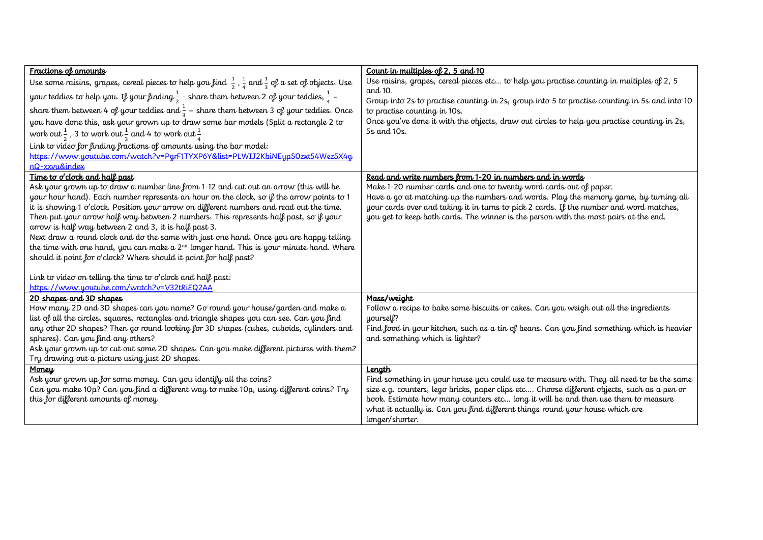| **<u>Fractions of amounts</u>**<br>Use some raisins, grapes, cereal pieces to help you find $\frac{1}{2}$ , $\frac{1}{4}$ and $\frac{1}{3}$ of a set of objects. Use your teddies to help you. If your finding $\frac{1}{2}$ - share them between 2 of your teddies, $\frac{1}{4}$ – share them between 4 of your teddies and $\frac{1}{3}$ – share them between 3 of your teddies. Once you have done this, ask your grown up to draw some bar models (Split a rectangle 2 to work out $\frac{1}{2}$ , 3 to work out $\frac{1}{3}$ and 4 to work out $\frac{1}{4}$<br>Link to video for finding fractions of amounts using the bar model:<br>https://www.youtube.com/watch?v=PgrF1TYXP6Y&list=PLWIJ2KbiNEypS0zxt54Wez5X4gnQ-xxvu&index | **<u>Count in multiples of 2, 5 and 10</u>**<br>Use raisins, grapes, cereal pieces etc... to help you practise counting in multiples of 2, 5 and 10.<br>Group into 2s to practise counting in 2s, group into 5 to practise counting in 5s and into 10 to practise counting in 10s.<br>Once you've done it with the objects, draw out circles to help you practise counting in 2s, 5s and 10s. |
|---|---|
| **<u>Time to o'clock and half past</u>**<br>Ask your grown up to draw a number line from 1-12 and cut out an arrow (this will be your hour hand). Each number represents an hour on the clock, so if the arrow points to 1 it is showing 1 o'clock. Position your arrow on different numbers and read out the time. Then put your arrow half way between 2 numbers. This represents half past, so if your arrow is half way between 2 and 3, it is half past 3.<br>Next draw a round clock and do the same with just one hand. Once you are happy telling the time with one hand, you can make a 2nd longer hand. This is your minute hand. Where should it point for o'clock? Where should it point for half past?<br><br>Link to video on telling the time to o'clock and half past:<br>https://www.youtube.com/watch?v=V32tRiEQ2AA | **<u>Read and write numbers from 1-20 in numbers and in words</u>**<br>Make 1-20 number cards and one to twenty word cards out of paper.<br>Have a go at matching up the numbers and words. Play the memory game, by turning all your cards over and taking it in turns to pick 2 cards. If the number and word matches, you get to keep both cards. The winner is the person with the most pairs at the end. |
| **<u>2D shapes and 3D shapes</u>**<br>How many 2D and 3D shapes can you name? Go round your house/garden and make a list of all the circles, squares, rectangles and triangle shapes you can see. Can you find any other 2D shapes? Then go round looking for 3D shapes (cubes, cuboids, cylinders and spheres). Can you find any others?<br>Ask your grown up to cut out some 2D shapes. Can you make different pictures with them? Try drawing out a picture using just 2D shapes. | **<u>Mass/weight</u>**<br>Follow a recipe to bake some biscuits or cakes. Can you weigh out all the ingredients yourself?<br>Find food in your kitchen, such as a tin of beans. Can you find something which is heavier and something which is lighter? |
| **<u>Money</u>**<br>Ask your grown up for some money. Can you identify all the coins?<br>Can you make 10p? Can you find a different way to make 10p, using different coins? Try this for different amounts of money | **<u>Length</u>**<br>Find something in your house you could use to measure with. They all need to be the same size e.g. counters, lego bricks, paper clips etc.... Choose different objects, such as a pen or book. Estimate how many counters etc... long it will be and then use them to measure what it actually is. Can you find different things round your house which are longer/shorter. |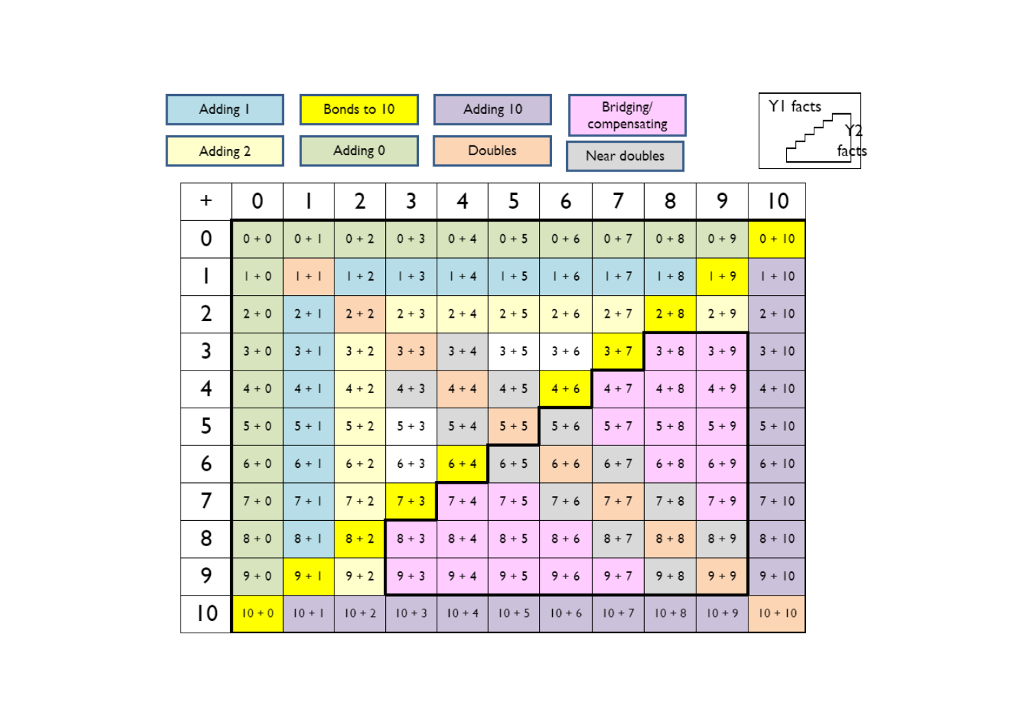Adding 1

Bonds to 10

Adding 10

Bridging/ compensating

Adding 2

Adding 0

Doubles

Near doubles

Y1 facts

Y2 facts

| + | 0 | 1 | 2 | 3 | 4 | 5 | 6 | 7 | 8 | 9 | 10 |
|---|---|---|---|---|---|---|---|---|---|---|---|
| 0 | 0 + 0 | 0 + 1 | 0 + 2 | 0 + 3 | 0 + 4 | 0 + 5 | 0 + 6 | 0 + 7 | 0 + 8 | 0 + 9 | 0 + 10 |
| 1 | 1 + 0 | 1 + 1 | 1 + 2 | 1 + 3 | 1 + 4 | 1 + 5 | 1 + 6 | 1 + 7 | 1 + 8 | 1 + 9 | 1 + 10 |
| 2 | 2 + 0 | 2 + 1 | 2 + 2 | 2 + 3 | 2 + 4 | 2 + 5 | 2 + 6 | 2 + 7 | 2 + 8 | 2 + 9 | 2 + 10 |
| 3 | 3 + 0 | 3 + 1 | 3 + 2 | 3 + 3 | 3 + 4 | 3 + 5 | 3 + 6 | 3 + 7 | 3 + 8 | 3 + 9 | 3 + 10 |
| 4 | 4 + 0 | 4 + 1 | 4 + 2 | 4 + 3 | 4 + 4 | 4 + 5 | 4 + 6 | 4 + 7 | 4 + 8 | 4 + 9 | 4 + 10 |
| 5 | 5 + 0 | 5 + 1 | 5 + 2 | 5 + 3 | 5 + 4 | 5 + 5 | 5 + 6 | 5 + 7 | 5 + 8 | 5 + 9 | 5 + 10 |
| 6 | 6 + 0 | 6 + 1 | 6 + 2 | 6 + 3 | 6 + 4 | 6 + 5 | 6 + 6 | 6 + 7 | 6 + 8 | 6 + 9 | 6 + 10 |
| 7 | 7 + 0 | 7 + 1 | 7 + 2 | 7 + 3 | 7 + 4 | 7 + 5 | 7 + 6 | 7 + 7 | 7 + 8 | 7 + 9 | 7 + 10 |
| 8 | 8 + 0 | 8 + 1 | 8 + 2 | 8 + 3 | 8 + 4 | 8 + 5 | 8 + 6 | 8 + 7 | 8 + 8 | 8 + 9 | 8 + 10 |
| 9 | 9 + 0 | 9 + 1 | 9 + 2 | 9 + 3 | 9 + 4 | 9 + 5 | 9 + 6 | 9 + 7 | 9 + 8 | 9 + 9 | 9 + 10 |
| 10 | 10 + 0 | 10 + 1 | 10 + 2 | 10 + 3 | 10 + 4 | 10 + 5 | 10 + 6 | 10 + 7 | 10 + 8 | 10 + 9 | 10 + 10 |